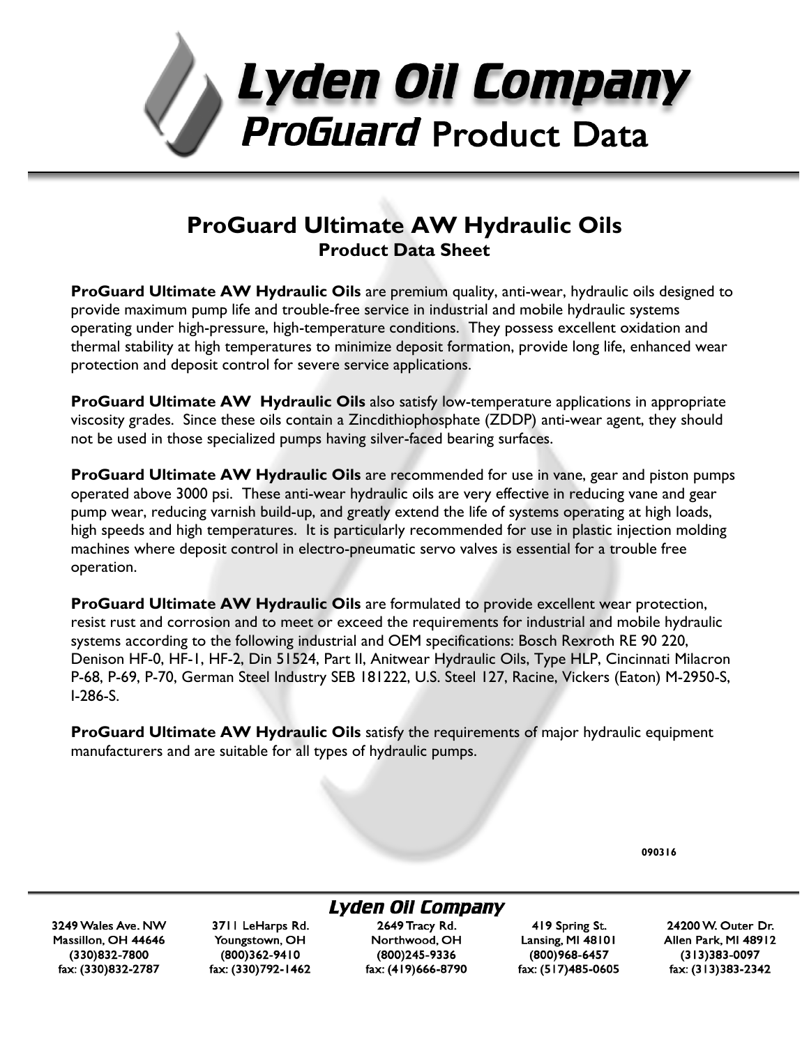# Lyden Oil Company

## ProGuard Product Data

## ProGuard Ultimate AW Hydraulic Oils

### Product Data Sheet

**ProGuard Ultimate AW Hydraulic Oils** are premium quality, anti-wear, hydraulic oils designed to provide maximum pump life and trouble-free service in industrial and mobile hydraulic systems operating under high-pressure, high-temperature conditions. They possess excellent oxidation and thermal stability at high temperatures to minimize deposit formation, provide long life, enhanced wear protection and deposit control for severe service applications.

**ProGuard Ultimate AW Hydraulic Oils** also satisfy low-temperature applications in appropriate viscosity grades. Since these oils contain a Zincdithiophosphate (ZDDP) anti-wear agent, they should not be used in those specialized pumps having silver-faced bearing surfaces.

**ProGuard Ultimate AW Hydraulic Oils** are recommended for use in vane, gear and piston pumps operated above 3000 psi. These anti-wear hydraulic oils are very effective in reducing vane and gear pump wear, reducing varnish build-up, and greatly extend the life of systems operating at high loads, high speeds and high temperatures. It is particularly recommended for use in plastic injection molding machines where deposit control in electro-pneumatic servo valves is essential for a trouble free operation.

**ProGuard Ultimate AW Hydraulic Oils** are formulated to provide excellent wear protection, resist rust and corrosion and to meet or exceed the requirements for industrial and mobile hydraulic systems according to the following industrial and OEM specifications: Bosch Rexroth RE 90 220, Denison HF-0, HF-1, HF-2, Din 51524, Part II, Anitwear Hydraulic Oils, Type HLP, Cincinnati Milacron P-68, P-69, P-70, German Steel Industry SEB 181222, U.S. Steel 127, Racine, Vickers (Eaton) M-2950-S, I-286-S.

**ProGuard Ultimate AW Hydraulic Oils** satisfy the requirements of major hydraulic equipment manufacturers and are suitable for all types of hydraulic pumps.

090316

**Lyden Oil Company**

| 3249 Wales Ave. NW | 3711 LeHarps Rd. | 2649 Tracy Rd. | 419 Spring St. | 24200 W. Outer Dr. |
| --- | --- | --- | --- | --- |
| Massillon, OH 44646 | Youngstown, OH | Northwood, OH | Lansing, MI 48101 | Allen Park, MI 48912 |
| (330)832-7800 | (800)362-9410 | (800)245-9336 | (800)968-6457 | (313)383-0097 |
| fax: (330)832-2787 | fax: (330)792-1462 | fax: (419)666-8790 | fax: (517)485-0605 | fax: (313)383-2342 |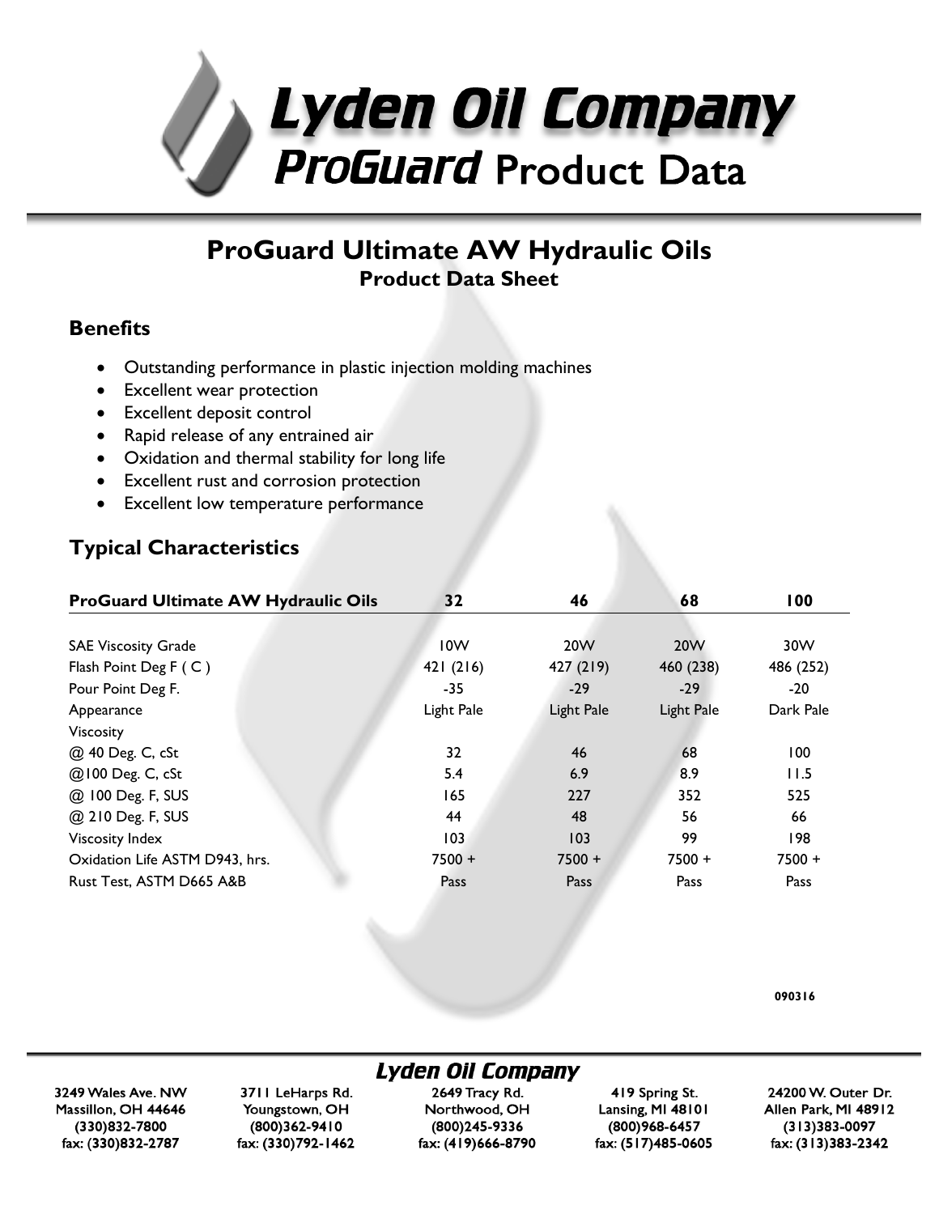# Lyden Oil Company
## ProGuard Product Data

## ProGuard Ultimate AW Hydraulic Oils
### Product Data Sheet

### Benefits

- Outstanding performance in plastic injection molding machines
- Excellent wear protection
- Excellent deposit control
- Rapid release of any entrained air
- Oxidation and thermal stability for long life
- Excellent rust and corrosion protection
- Excellent low temperature performance

### Typical Characteristics

| ProGuard Ultimate AW Hydraulic Oils | 32 | 46 | 68 | 100 |
|---|---|---|---|---|
| SAE Viscosity Grade | 10W | 20W | 20W | 30W |
| Flash Point Deg F ( C ) | 421 (216) | 427 (219) | 460 (238) | 486 (252) |
| Pour Point Deg F. | -35 | -29 | -29 | -20 |
| Appearance | Light Pale | Light Pale | Light Pale | Dark Pale |
| Viscosity | | | | |
| @ 40 Deg. C, cSt | 32 | 46 | 68 | 100 |
| @100 Deg. C, cSt | 5.4 | 6.9 | 8.9 | 11.5 |
| @ 100 Deg. F, SUS | 165 | 227 | 352 | 525 |
| @ 210 Deg. F, SUS | 44 | 48 | 56 | 66 |
| Viscosity Index | 103 | 103 | 99 | 198 |
| Oxidation Life ASTM D943, hrs. | 7500 + | 7500 + | 7500 + | 7500 + |
| Rust Test, ASTM D665 A&B | Pass | Pass | Pass | Pass |

090316

**Lyden Oil Company**

3249 Wales Ave. NW
Massillon, OH 44646
(330)832-7800
fax: (330)832-2787

3711 LeHarps Rd.
Youngstown, OH
(800)362-9410
fax: (330)792-1462

2649 Tracy Rd.
Northwood, OH
(800)245-9336
fax: (419)666-8790

419 Spring St.
Lansing, MI 48101
(800)968-6457
fax: (517)485-0605

24200 W. Outer Dr.
Allen Park, MI 48912
(313)383-0097
fax: (313)383-2342